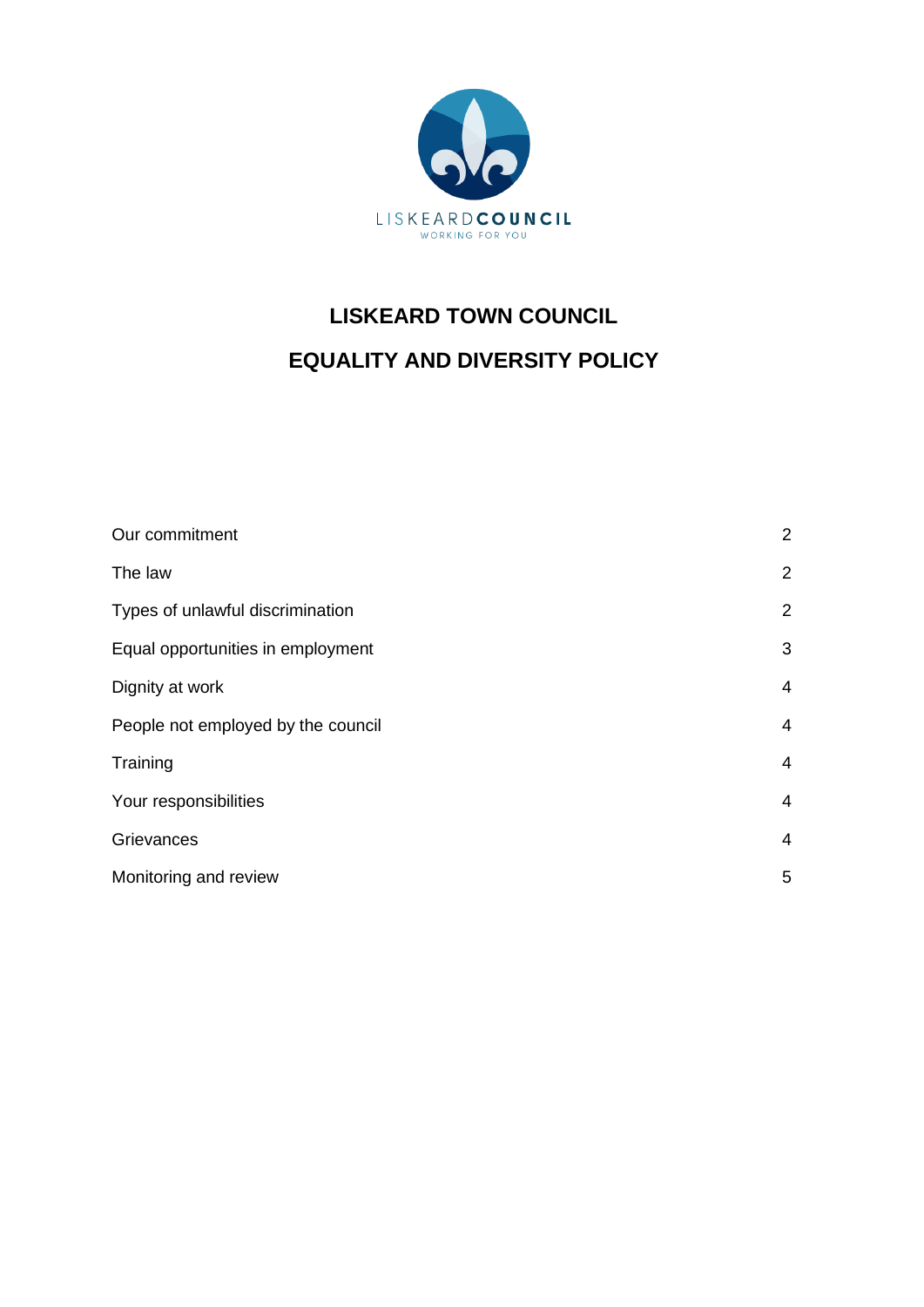# LISKEARD TOWN COUNCIL

# EQUALITY AND DIVERSITY POLICY

| | |
|---|---|
| Our commitment | 2 |
| The law | 2 |
| Types of unlawful discrimination | 2 |
| Equal opportunities in employment | 3 |
| Dignity at work | 4 |
| People not employed by the council | 4 |
| Training | 4 |
| Your responsibilities | 4 |
| Grievances | 4 |
| Monitoring and review | 5 |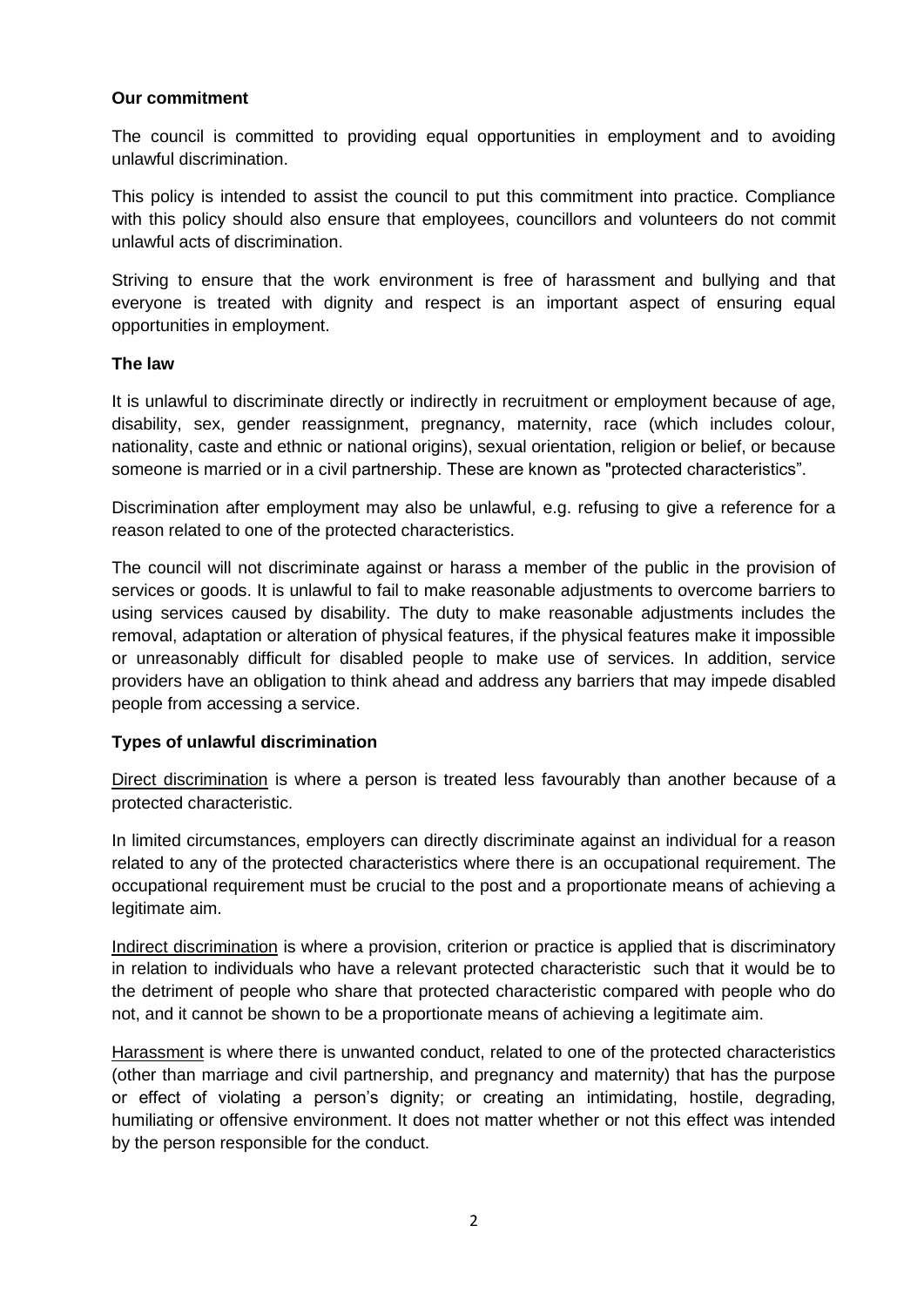**Our commitment**

The council is committed to providing equal opportunities in employment and to avoiding unlawful discrimination.

This policy is intended to assist the council to put this commitment into practice. Compliance with this policy should also ensure that employees, councillors and volunteers do not commit unlawful acts of discrimination.

Striving to ensure that the work environment is free of harassment and bullying and that everyone is treated with dignity and respect is an important aspect of ensuring equal opportunities in employment.

**The law**

It is unlawful to discriminate directly or indirectly in recruitment or employment because of age, disability, sex, gender reassignment, pregnancy, maternity, race (which includes colour, nationality, caste and ethnic or national origins), sexual orientation, religion or belief, or because someone is married or in a civil partnership. These are known as "protected characteristics".

Discrimination after employment may also be unlawful, e.g. refusing to give a reference for a reason related to one of the protected characteristics.

The council will not discriminate against or harass a member of the public in the provision of services or goods. It is unlawful to fail to make reasonable adjustments to overcome barriers to using services caused by disability. The duty to make reasonable adjustments includes the removal, adaptation or alteration of physical features, if the physical features make it impossible or unreasonably difficult for disabled people to make use of services. In addition, service providers have an obligation to think ahead and address any barriers that may impede disabled people from accessing a service.

**Types of unlawful discrimination**

Direct discrimination is where a person is treated less favourably than another because of a protected characteristic.

In limited circumstances, employers can directly discriminate against an individual for a reason related to any of the protected characteristics where there is an occupational requirement. The occupational requirement must be crucial to the post and a proportionate means of achieving a legitimate aim.

Indirect discrimination is where a provision, criterion or practice is applied that is discriminatory in relation to individuals who have a relevant protected characteristic such that it would be to the detriment of people who share that protected characteristic compared with people who do not, and it cannot be shown to be a proportionate means of achieving a legitimate aim.

Harassment is where there is unwanted conduct, related to one of the protected characteristics (other than marriage and civil partnership, and pregnancy and maternity) that has the purpose or effect of violating a person's dignity; or creating an intimidating, hostile, degrading, humiliating or offensive environment. It does not matter whether or not this effect was intended by the person responsible for the conduct.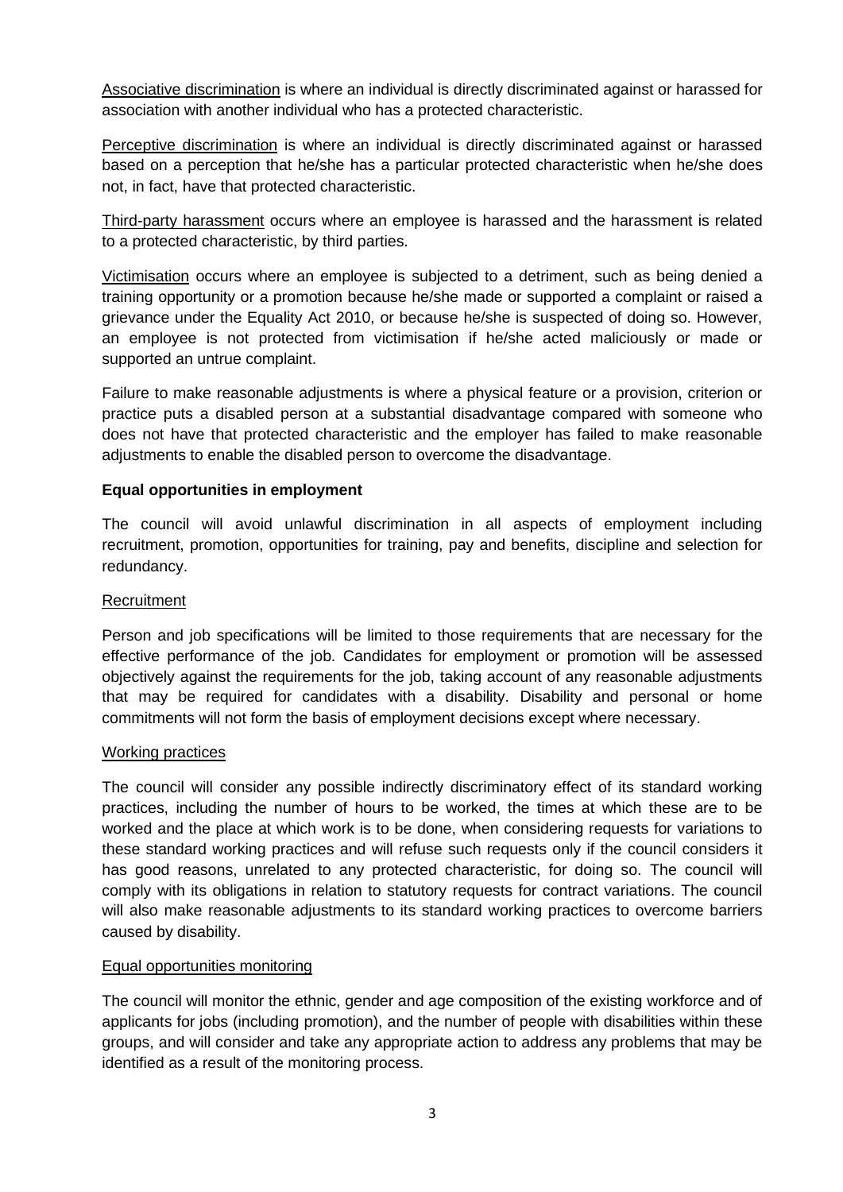Associative discrimination is where an individual is directly discriminated against or harassed for association with another individual who has a protected characteristic.

Perceptive discrimination is where an individual is directly discriminated against or harassed based on a perception that he/she has a particular protected characteristic when he/she does not, in fact, have that protected characteristic.

Third-party harassment occurs where an employee is harassed and the harassment is related to a protected characteristic, by third parties.

Victimisation occurs where an employee is subjected to a detriment, such as being denied a training opportunity or a promotion because he/she made or supported a complaint or raised a grievance under the Equality Act 2010, or because he/she is suspected of doing so. However, an employee is not protected from victimisation if he/she acted maliciously or made or supported an untrue complaint.

Failure to make reasonable adjustments is where a physical feature or a provision, criterion or practice puts a disabled person at a substantial disadvantage compared with someone who does not have that protected characteristic and the employer has failed to make reasonable adjustments to enable the disabled person to overcome the disadvantage.

**Equal opportunities in employment**

The council will avoid unlawful discrimination in all aspects of employment including recruitment, promotion, opportunities for training, pay and benefits, discipline and selection for redundancy.

Recruitment

Person and job specifications will be limited to those requirements that are necessary for the effective performance of the job. Candidates for employment or promotion will be assessed objectively against the requirements for the job, taking account of any reasonable adjustments that may be required for candidates with a disability. Disability and personal or home commitments will not form the basis of employment decisions except where necessary.

Working practices

The council will consider any possible indirectly discriminatory effect of its standard working practices, including the number of hours to be worked, the times at which these are to be worked and the place at which work is to be done, when considering requests for variations to these standard working practices and will refuse such requests only if the council considers it has good reasons, unrelated to any protected characteristic, for doing so. The council will comply with its obligations in relation to statutory requests for contract variations. The council will also make reasonable adjustments to its standard working practices to overcome barriers caused by disability.

Equal opportunities monitoring

The council will monitor the ethnic, gender and age composition of the existing workforce and of applicants for jobs (including promotion), and the number of people with disabilities within these groups, and will consider and take any appropriate action to address any problems that may be identified as a result of the monitoring process.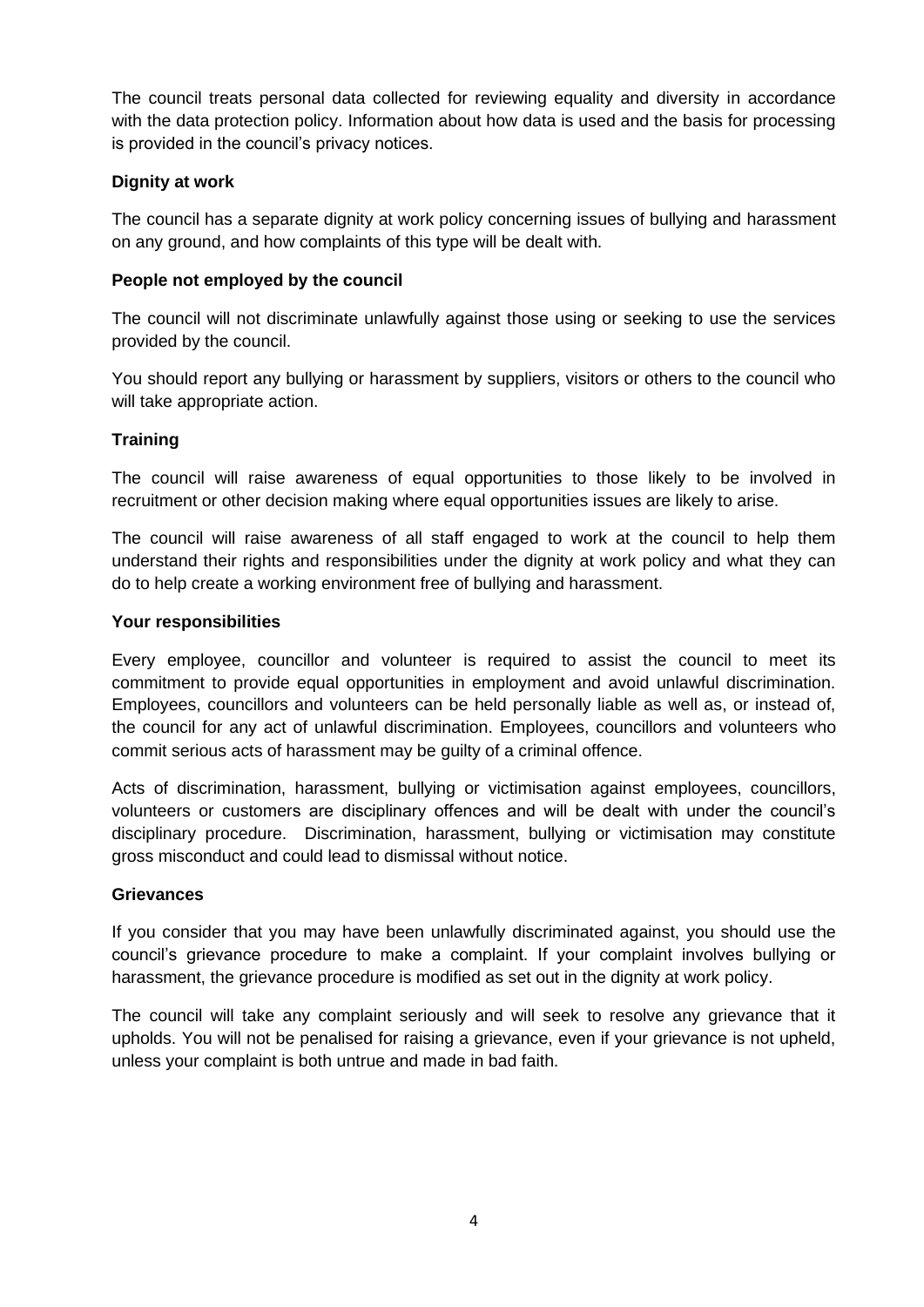The council treats personal data collected for reviewing equality and diversity in accordance with the data protection policy. Information about how data is used and the basis for processing is provided in the council's privacy notices.

**Dignity at work**

The council has a separate dignity at work policy concerning issues of bullying and harassment on any ground, and how complaints of this type will be dealt with.

**People not employed by the council**

The council will not discriminate unlawfully against those using or seeking to use the services provided by the council.

You should report any bullying or harassment by suppliers, visitors or others to the council who will take appropriate action.

**Training**

The council will raise awareness of equal opportunities to those likely to be involved in recruitment or other decision making where equal opportunities issues are likely to arise.

The council will raise awareness of all staff engaged to work at the council to help them understand their rights and responsibilities under the dignity at work policy and what they can do to help create a working environment free of bullying and harassment.

**Your responsibilities**

Every employee, councillor and volunteer is required to assist the council to meet its commitment to provide equal opportunities in employment and avoid unlawful discrimination. Employees, councillors and volunteers can be held personally liable as well as, or instead of, the council for any act of unlawful discrimination. Employees, councillors and volunteers who commit serious acts of harassment may be guilty of a criminal offence.

Acts of discrimination, harassment, bullying or victimisation against employees, councillors, volunteers or customers are disciplinary offences and will be dealt with under the council's disciplinary procedure. Discrimination, harassment, bullying or victimisation may constitute gross misconduct and could lead to dismissal without notice.

**Grievances**

If you consider that you may have been unlawfully discriminated against, you should use the council's grievance procedure to make a complaint. If your complaint involves bullying or harassment, the grievance procedure is modified as set out in the dignity at work policy.

The council will take any complaint seriously and will seek to resolve any grievance that it upholds. You will not be penalised for raising a grievance, even if your grievance is not upheld, unless your complaint is both untrue and made in bad faith.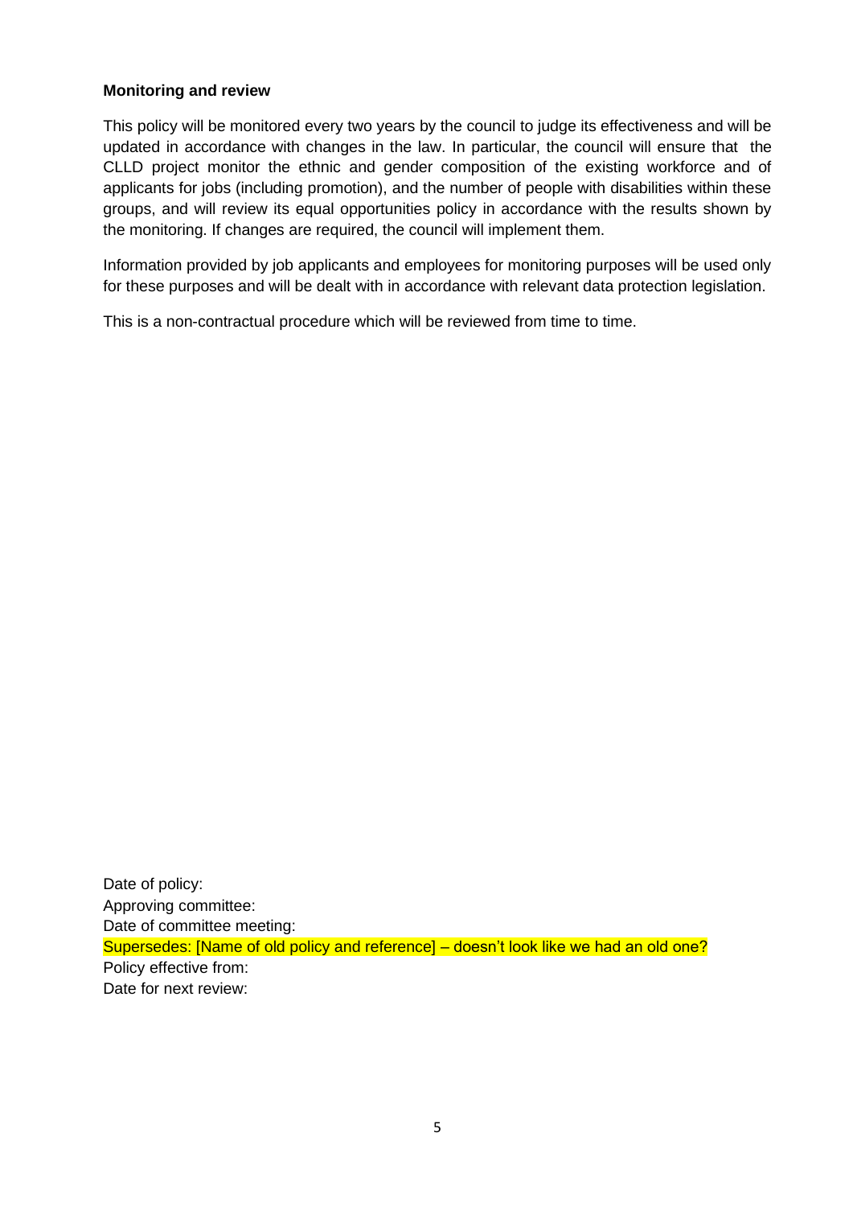**Monitoring and review**

This policy will be monitored every two years by the council to judge its effectiveness and will be updated in accordance with changes in the law. In particular, the council will ensure that the CLLD project monitor the ethnic and gender composition of the existing workforce and of applicants for jobs (including promotion), and the number of people with disabilities within these groups, and will review its equal opportunities policy in accordance with the results shown by the monitoring. If changes are required, the council will implement them.

Information provided by job applicants and employees for monitoring purposes will be used only for these purposes and will be dealt with in accordance with relevant data protection legislation.

This is a non-contractual procedure which will be reviewed from time to time.

Date of policy:
Approving committee:
Date of committee meeting:
Supersedes: [Name of old policy and reference] – doesn't look like we had an old one?
Policy effective from:
Date for next review: